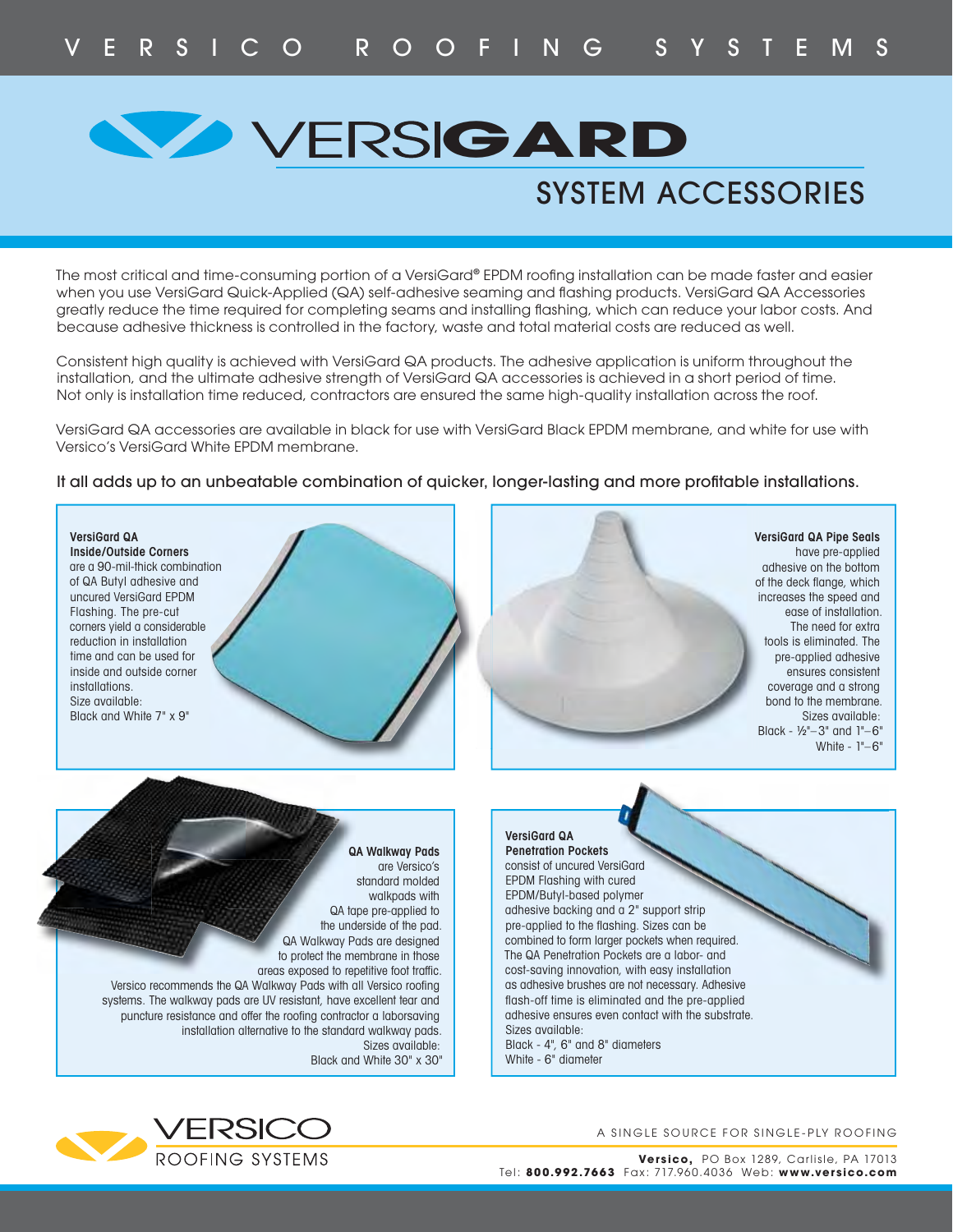VERSICO ROOFING SYSTEMS

# VERSIGARD

## SYSTEM ACCESSORIES

The most critical and time-consuming portion of a VersiGard® EPDM roofing installation can be made faster and easier when you use VersiGard Quick-Applied (QA) self-adhesive seaming and flashing products. VersiGard QA Accessories greatly reduce the time required for completing seams and installing flashing, which can reduce your labor costs. And because adhesive thickness is controlled in the factory, waste and total material costs are reduced as well.

Consistent high quality is achieved with VersiGard QA products. The adhesive application is uniform throughout the installation, and the ultimate adhesive strength of VersiGard QA accessories is achieved in a short period of time. Not only is installation time reduced, contractors are ensured the same high-quality installation across the roof.

VersiGard QA accessories are available in black for use with VersiGard Black EPDM membrane, and white for use with Versico's VersiGard White EPDM membrane.

It all adds up to an unbeatable combination of quicker, longer-lasting and more profitable installations.

**VersiGard QA Inside/Outside Corners** are a 90-mil-thick combination of QA Butyl adhesive and uncured VersiGard EPDM Flashing. The pre-cut corners yield a considerable reduction in installation time and can be used for inside and outside corner installations.
Size available:
Black and White 7" x 9"

**VersiGard QA Pipe Seals** have pre-applied adhesive on the bottom of the deck flange, which increases the speed and ease of installation. The need for extra tools is eliminated. The pre-applied adhesive ensures consistent coverage and a strong bond to the membrane.
Sizes available:
Black - ½"–3" and 1"–6"
White - 1"–6"

**QA Walkway Pads** are Versico's standard molded walkpads with QA tape pre-applied to the underside of the pad. QA Walkway Pads are designed to protect the membrane in those areas exposed to repetitive foot traffic. Versico recommends the QA Walkway Pads with all Versico roofing systems. The walkway pads are UV resistant, have excellent tear and puncture resistance and offer the roofing contractor a laborsaving installation alternative to the standard walkway pads.
Sizes available:
Black and White 30" x 30"

**VersiGard QA Penetration Pockets** consist of uncured VersiGard EPDM Flashing with cured EPDM/Butyl-based polymer adhesive backing and a 2" support strip pre-applied to the flashing. Sizes can be combined to form larger pockets when required. The QA Penetration Pockets are a labor- and cost-saving innovation, with easy installation as adhesive brushes are not necessary. Adhesive flash-off time is eliminated and the pre-applied adhesive ensures even contact with the substrate.
Sizes available:
Black - 4", 6" and 8" diameters
White - 6" diameter

VERSICO ROOFING SYSTEMS

A SINGLE SOURCE FOR SINGLE-PLY ROOFING

**Versico,** PO Box 1289, Carlisle, PA 17013
Tel: **800.992.7663** Fax: 717.960.4036 Web: **www.versico.com**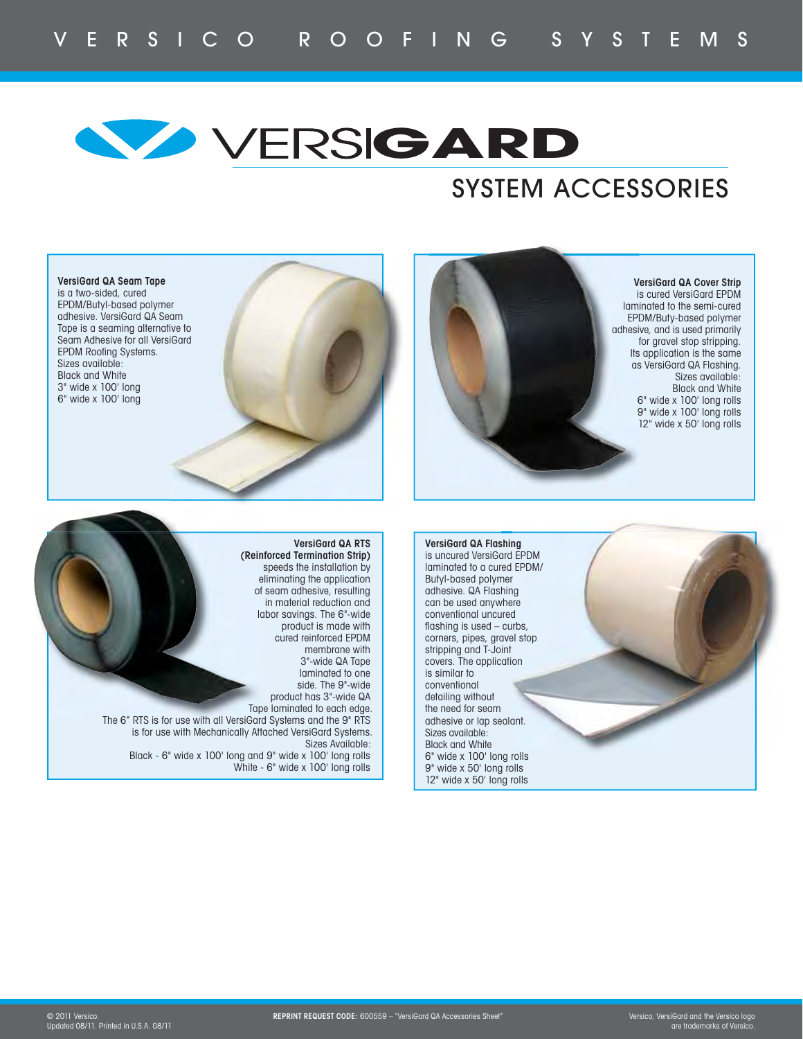VERSICO ROOFING SYSTEMS

# VERSIGARD

## SYSTEM ACCESSORIES

**VersiGard QA Seam Tape**
is a two-sided, cured EPDM/Butyl-based polymer adhesive. VersiGard QA Seam Tape is a seaming alternative to Seam Adhesive for all VersiGard EPDM Roofing Systems.
Sizes available:
Black and White
3" wide x 100' long
6" wide x 100' long

**VersiGard QA Cover Strip**
is cured VersiGard EPDM laminated to the semi-cured EPDM/Buty-based polymer adhesive, and is used primarily for gravel stop stripping. Its application is the same as VersiGard QA Flashing.
Sizes available:
Black and White
6" wide x 100' long rolls
9" wide x 100' long rolls
12" wide x 50' long rolls

**VersiGard QA RTS (Reinforced Termination Strip)**
speeds the installation by eliminating the application of seam adhesive, resulting in material reduction and labor savings. The 6"-wide product is made with cured reinforced EPDM membrane with 3"-wide QA Tape laminated to one side. The 9"-wide product has 3"-wide QA Tape laminated to each edge. The 6" RTS is for use with all VersiGard Systems and the 9" RTS is for use with Mechanically Attached VersiGard Systems.
Sizes Available:
Black - 6" wide x 100' long and 9" wide x 100' long rolls
White - 6" wide x 100' long rolls

**VersiGard QA Flashing**
is uncured VersiGard EPDM laminated to a cured EPDM/Butyl-based polymer adhesive. QA Flashing can be used anywhere conventional uncured flashing is used – curbs, corners, pipes, gravel stop stripping and T-Joint covers. The application is similar to conventional detailing without the need for seam adhesive or lap sealant.
Sizes available:
Black and White
6" wide x 100' long rolls
9" wide x 50' long rolls
12" wide x 50' long rolls

© 2011 Versico.
Updated 08/11. Printed in U.S.A. 08/11

**REPRINT REQUEST CODE:** 600559 – "VersiGard QA Accessories Sheet"

Versico, VersiGard and the Versico logo are trademarks of Versico.